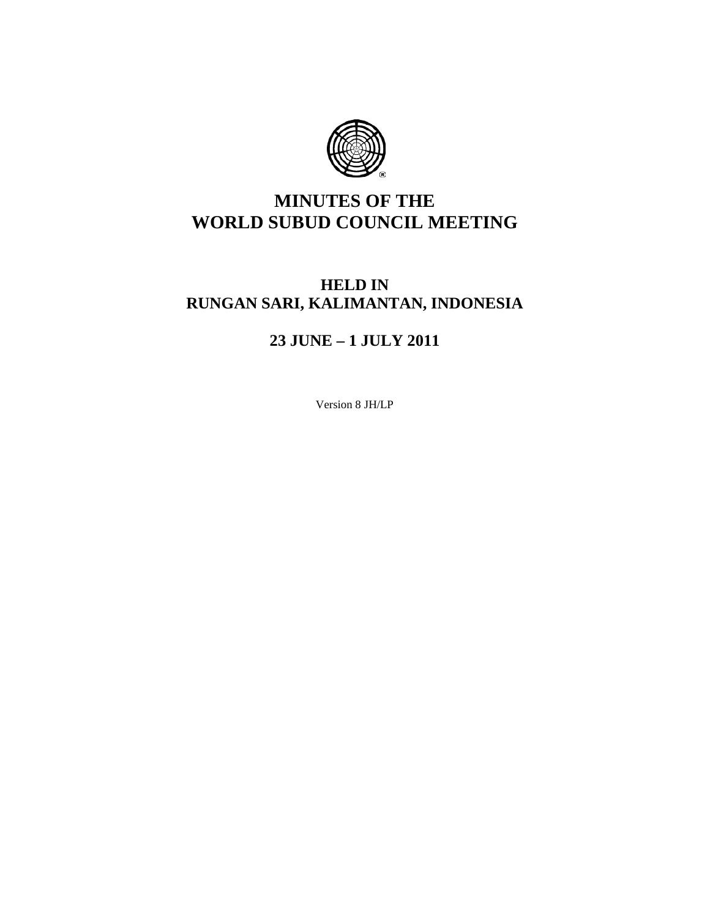# MINUTES OF THE WORLD SUBUD COUNCIL MEETING

## HELD IN RUNGAN SARI, KALIMANTAN, INDONESIA

## 23 JUNE – 1 JULY 2011

Version 8 JH/LP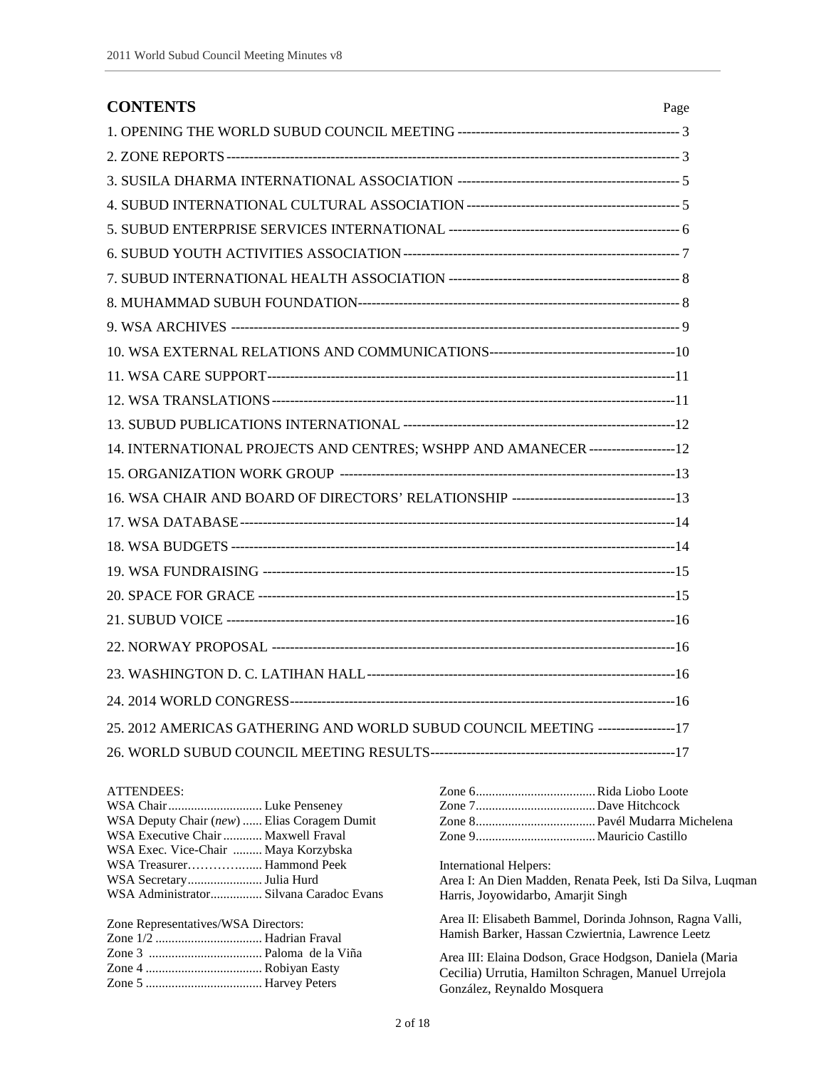## CONTENTS

| | Page |
|---|---|
| 1. OPENING THE WORLD SUBUD COUNCIL MEETING | 3 |
| 2. ZONE REPORTS | 3 |
| 3. SUSILA DHARMA INTERNATIONAL ASSOCIATION | 5 |
| 4. SUBUD INTERNATIONAL CULTURAL ASSOCIATION | 5 |
| 5. SUBUD ENTERPRISE SERVICES INTERNATIONAL | 6 |
| 6. SUBUD YOUTH ACTIVITIES ASSOCIATION | 7 |
| 7. SUBUD INTERNATIONAL HEALTH ASSOCIATION | 8 |
| 8. MUHAMMAD SUBUH FOUNDATION | 8 |
| 9. WSA ARCHIVES | 9 |
| 10. WSA EXTERNAL RELATIONS AND COMMUNICATIONS | 10 |
| 11. WSA CARE SUPPORT | 11 |
| 12. WSA TRANSLATIONS | 11 |
| 13. SUBUD PUBLICATIONS INTERNATIONAL | 12 |
| 14. INTERNATIONAL PROJECTS AND CENTRES; WSHPP AND AMANECER | 12 |
| 15. ORGANIZATION WORK GROUP | 13 |
| 16. WSA CHAIR AND BOARD OF DIRECTORS' RELATIONSHIP | 13 |
| 17. WSA DATABASE | 14 |
| 18. WSA BUDGETS | 14 |
| 19. WSA FUNDRAISING | 15 |
| 20. SPACE FOR GRACE | 15 |
| 21. SUBUD VOICE | 16 |
| 22. NORWAY PROPOSAL | 16 |
| 23. WASHINGTON D. C. LATIHAN HALL | 16 |
| 24. 2014 WORLD CONGRESS | 16 |
| 25. 2012 AMERICAS GATHERING AND WORLD SUBUD COUNCIL MEETING | 17 |
| 26. WORLD SUBUD COUNCIL MEETING RESULTS | 17 |

ATTENDEES:

WSA Chair ............................ Luke Penseney
WSA Deputy Chair (*new*) ...... Elias Coragem Dumit
WSA Executive Chair ............ Maxwell Fraval
WSA Exec. Vice-Chair ......... Maya Korzybska
WSA Treasurer……………...... Hammond Peek
WSA Secretary....................... Julia Hurd
WSA Administrator................ Silvana Caradoc Evans

Zone Representatives/WSA Directors:
Zone 1/2 ................................ Hadrian Fraval
Zone 3 .................................. Paloma de la Viña
Zone 4 ................................... Robiyan Easty
Zone 5 ................................... Harvey Peters
Zone 6..................................... Rida Liobo Loote
Zone 7..................................... Dave Hitchcock
Zone 8..................................... Pavél Mudarra Michelena
Zone 9..................................... Mauricio Castillo

International Helpers:
Area I: An Dien Madden, Renata Peek, Isti Da Silva, Luqman Harris, Joyowidarbo, Amarjit Singh

Area II: Elisabeth Bammel, Dorinda Johnson, Ragna Valli, Hamish Barker, Hassan Czwiertnia, Lawrence Leetz

Area III: Elaina Dodson, Grace Hodgson, Daniela (Maria Cecilia) Urrutia, Hamilton Schragen, Manuel Urrejola González, Reynaldo Mosquera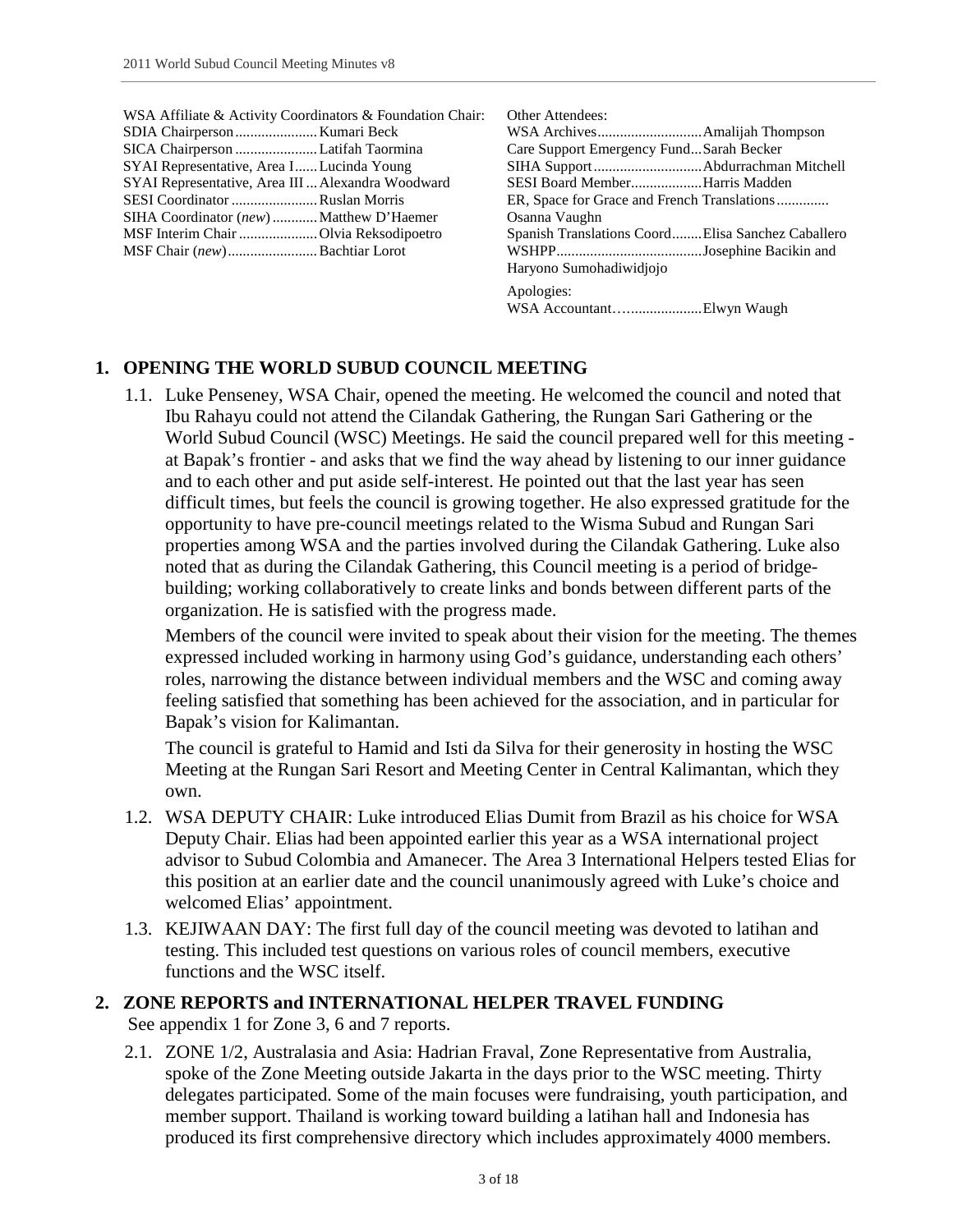WSA Affiliate & Activity Coordinators & Foundation Chair:
SDIA Chairperson ...................... Kumari Beck
SICA Chairperson ...................... Latifah Taormina
SYAI Representative, Area I...... Lucinda Young
SYAI Representative, Area III ... Alexandra Woodward
SESI Coordinator ....................... Ruslan Morris
SIHA Coordinator (*new*) ............ Matthew D'Haemer
MSF Interim Chair ..................... Olvia Reksodipoetro
MSF Chair (*new*)........................ Bachtiar Lorot

Other Attendees:
WSA Archives............................ Amalijah Thompson
Care Support Emergency Fund... Sarah Becker
SIHA Support ............................. Abdurrachman Mitchell
SESI Board Member................... Harris Madden
ER, Space for Grace and French Translations ............. Osanna Vaughn
Spanish Translations Coord........ Elisa Sanchez Caballero
WSHPP....................................... Josephine Bacikin and Haryono Sumohadiwidjojo

Apologies:
WSA Accountant…................... Elwyn Waugh

## 1. OPENING THE WORLD SUBUD COUNCIL MEETING

1.1. Luke Penseney, WSA Chair, opened the meeting. He welcomed the council and noted that Ibu Rahayu could not attend the Cilandak Gathering, the Rungan Sari Gathering or the World Subud Council (WSC) Meetings. He said the council prepared well for this meeting - at Bapak's frontier - and asks that we find the way ahead by listening to our inner guidance and to each other and put aside self-interest. He pointed out that the last year has seen difficult times, but feels the council is growing together. He also expressed gratitude for the opportunity to have pre-council meetings related to the Wisma Subud and Rungan Sari properties among WSA and the parties involved during the Cilandak Gathering. Luke also noted that as during the Cilandak Gathering, this Council meeting is a period of bridge-building; working collaboratively to create links and bonds between different parts of the organization. He is satisfied with the progress made.

Members of the council were invited to speak about their vision for the meeting. The themes expressed included working in harmony using God's guidance, understanding each others' roles, narrowing the distance between individual members and the WSC and coming away feeling satisfied that something has been achieved for the association, and in particular for Bapak's vision for Kalimantan.

The council is grateful to Hamid and Isti da Silva for their generosity in hosting the WSC Meeting at the Rungan Sari Resort and Meeting Center in Central Kalimantan, which they own.

1.2. WSA DEPUTY CHAIR: Luke introduced Elias Dumit from Brazil as his choice for WSA Deputy Chair. Elias had been appointed earlier this year as a WSA international project advisor to Subud Colombia and Amanecer. The Area 3 International Helpers tested Elias for this position at an earlier date and the council unanimously agreed with Luke's choice and welcomed Elias' appointment.

1.3. KEJIWAAN DAY: The first full day of the council meeting was devoted to latihan and testing. This included test questions on various roles of council members, executive functions and the WSC itself.

## 2. ZONE REPORTS and INTERNATIONAL HELPER TRAVEL FUNDING

See appendix 1 for Zone 3, 6 and 7 reports.

2.1. ZONE 1/2, Australasia and Asia: Hadrian Fraval, Zone Representative from Australia, spoke of the Zone Meeting outside Jakarta in the days prior to the WSC meeting. Thirty delegates participated. Some of the main focuses were fundraising, youth participation, and member support. Thailand is working toward building a latihan hall and Indonesia has produced its first comprehensive directory which includes approximately 4000 members.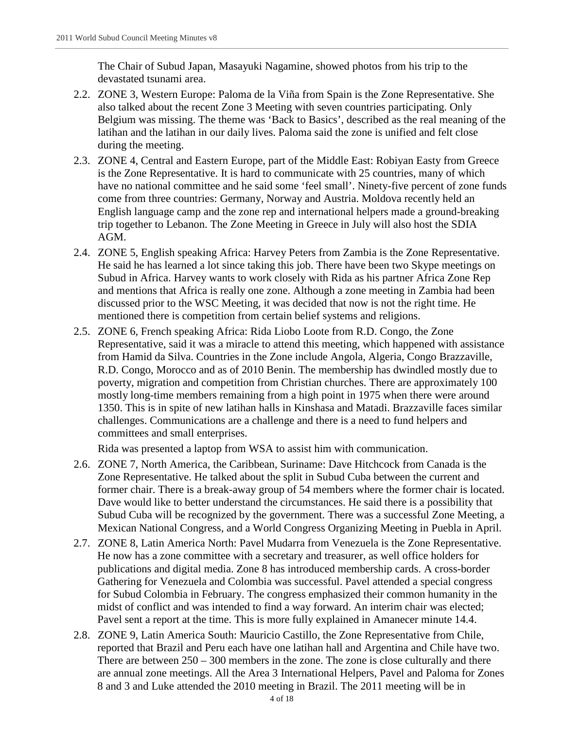The Chair of Subud Japan, Masayuki Nagamine, showed photos from his trip to the devastated tsunami area.

2.2. ZONE 3, Western Europe: Paloma de la Viña from Spain is the Zone Representative. She also talked about the recent Zone 3 Meeting with seven countries participating. Only Belgium was missing. The theme was 'Back to Basics', described as the real meaning of the latihan and the latihan in our daily lives. Paloma said the zone is unified and felt close during the meeting.

2.3. ZONE 4, Central and Eastern Europe, part of the Middle East: Robiyan Easty from Greece is the Zone Representative. It is hard to communicate with 25 countries, many of which have no national committee and he said some 'feel small'. Ninety-five percent of zone funds come from three countries: Germany, Norway and Austria. Moldova recently held an English language camp and the zone rep and international helpers made a ground-breaking trip together to Lebanon. The Zone Meeting in Greece in July will also host the SDIA AGM.

2.4. ZONE 5, English speaking Africa: Harvey Peters from Zambia is the Zone Representative. He said he has learned a lot since taking this job. There have been two Skype meetings on Subud in Africa. Harvey wants to work closely with Rida as his partner Africa Zone Rep and mentions that Africa is really one zone. Although a zone meeting in Zambia had been discussed prior to the WSC Meeting, it was decided that now is not the right time. He mentioned there is competition from certain belief systems and religions.

2.5. ZONE 6, French speaking Africa: Rida Liobo Loote from R.D. Congo, the Zone Representative, said it was a miracle to attend this meeting, which happened with assistance from Hamid da Silva. Countries in the Zone include Angola, Algeria, Congo Brazzaville, R.D. Congo, Morocco and as of 2010 Benin. The membership has dwindled mostly due to poverty, migration and competition from Christian churches. There are approximately 100 mostly long-time members remaining from a high point in 1975 when there were around 1350. This is in spite of new latihan halls in Kinshasa and Matadi. Brazzaville faces similar challenges. Communications are a challenge and there is a need to fund helpers and committees and small enterprises.

    Rida was presented a laptop from WSA to assist him with communication.

2.6. ZONE 7, North America, the Caribbean, Suriname: Dave Hitchcock from Canada is the Zone Representative. He talked about the split in Subud Cuba between the current and former chair. There is a break-away group of 54 members where the former chair is located. Dave would like to better understand the circumstances. He said there is a possibility that Subud Cuba will be recognized by the government. There was a successful Zone Meeting, a Mexican National Congress, and a World Congress Organizing Meeting in Puebla in April.

2.7. ZONE 8, Latin America North: Pavel Mudarra from Venezuela is the Zone Representative. He now has a zone committee with a secretary and treasurer, as well office holders for publications and digital media. Zone 8 has introduced membership cards. A cross-border Gathering for Venezuela and Colombia was successful. Pavel attended a special congress for Subud Colombia in February. The congress emphasized their common humanity in the midst of conflict and was intended to find a way forward. An interim chair was elected; Pavel sent a report at the time. This is more fully explained in Amanecer minute 14.4.

2.8. ZONE 9, Latin America South: Mauricio Castillo, the Zone Representative from Chile, reported that Brazil and Peru each have one latihan hall and Argentina and Chile have two. There are between 250 – 300 members in the zone. The zone is close culturally and there are annual zone meetings. All the Area 3 International Helpers, Pavel and Paloma for Zones 8 and 3 and Luke attended the 2010 meeting in Brazil. The 2011 meeting will be in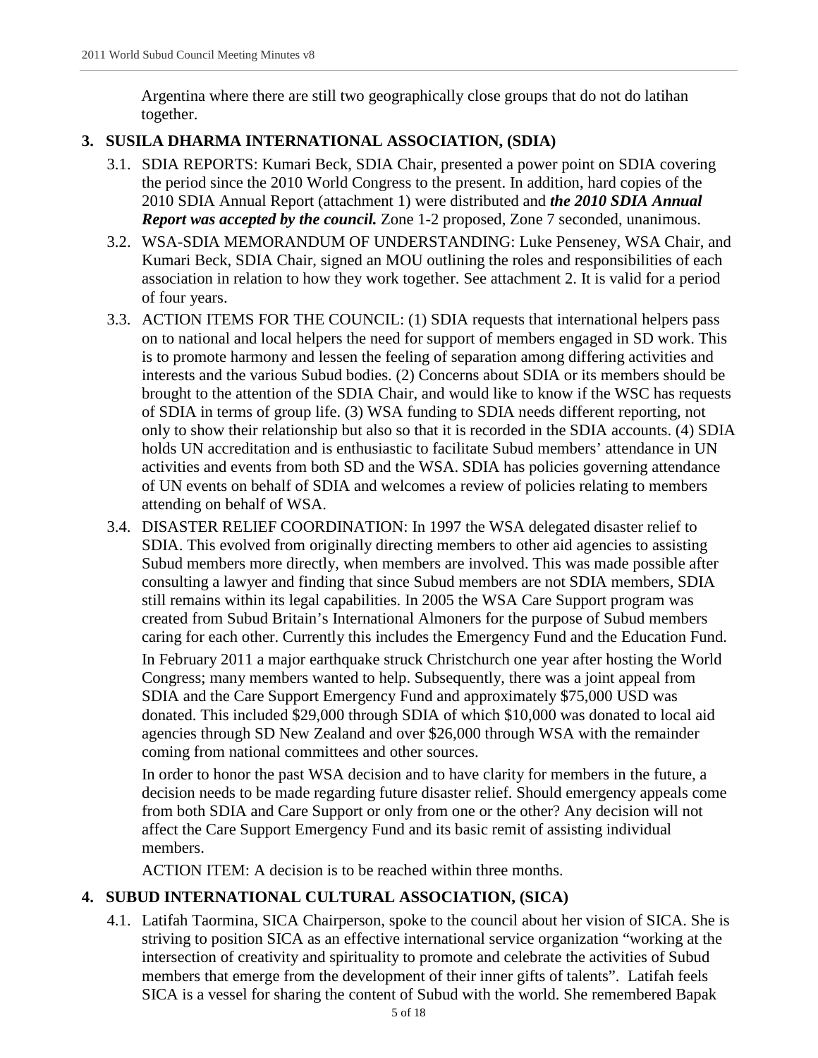Argentina where there are still two geographically close groups that do not do latihan together.

## 3. SUSILA DHARMA INTERNATIONAL ASSOCIATION, (SDIA)

3.1. SDIA REPORTS: Kumari Beck, SDIA Chair, presented a power point on SDIA covering the period since the 2010 World Congress to the present. In addition, hard copies of the 2010 SDIA Annual Report (attachment 1) were distributed and ***the 2010 SDIA Annual Report was accepted by the council.*** Zone 1-2 proposed, Zone 7 seconded, unanimous.

3.2. WSA-SDIA MEMORANDUM OF UNDERSTANDING: Luke Penseney, WSA Chair, and Kumari Beck, SDIA Chair, signed an MOU outlining the roles and responsibilities of each association in relation to how they work together. See attachment 2. It is valid for a period of four years.

3.3. ACTION ITEMS FOR THE COUNCIL: (1) SDIA requests that international helpers pass on to national and local helpers the need for support of members engaged in SD work. This is to promote harmony and lessen the feeling of separation among differing activities and interests and the various Subud bodies. (2) Concerns about SDIA or its members should be brought to the attention of the SDIA Chair, and would like to know if the WSC has requests of SDIA in terms of group life. (3) WSA funding to SDIA needs different reporting, not only to show their relationship but also so that it is recorded in the SDIA accounts. (4) SDIA holds UN accreditation and is enthusiastic to facilitate Subud members' attendance in UN activities and events from both SD and the WSA. SDIA has policies governing attendance of UN events on behalf of SDIA and welcomes a review of policies relating to members attending on behalf of WSA.

3.4. DISASTER RELIEF COORDINATION: In 1997 the WSA delegated disaster relief to SDIA. This evolved from originally directing members to other aid agencies to assisting Subud members more directly, when members are involved. This was made possible after consulting a lawyer and finding that since Subud members are not SDIA members, SDIA still remains within its legal capabilities. In 2005 the WSA Care Support program was created from Subud Britain's International Almoners for the purpose of Subud members caring for each other. Currently this includes the Emergency Fund and the Education Fund.

In February 2011 a major earthquake struck Christchurch one year after hosting the World Congress; many members wanted to help. Subsequently, there was a joint appeal from SDIA and the Care Support Emergency Fund and approximately $75,000 USD was donated. This included $29,000 through SDIA of which $10,000 was donated to local aid agencies through SD New Zealand and over $26,000 through WSA with the remainder coming from national committees and other sources.

In order to honor the past WSA decision and to have clarity for members in the future, a decision needs to be made regarding future disaster relief. Should emergency appeals come from both SDIA and Care Support or only from one or the other? Any decision will not affect the Care Support Emergency Fund and its basic remit of assisting individual members.

ACTION ITEM: A decision is to be reached within three months.

## 4. SUBUD INTERNATIONAL CULTURAL ASSOCIATION, (SICA)

4.1. Latifah Taormina, SICA Chairperson, spoke to the council about her vision of SICA. She is striving to position SICA as an effective international service organization "working at the intersection of creativity and spirituality to promote and celebrate the activities of Subud members that emerge from the development of their inner gifts of talents". Latifah feels SICA is a vessel for sharing the content of Subud with the world. She remembered Bapak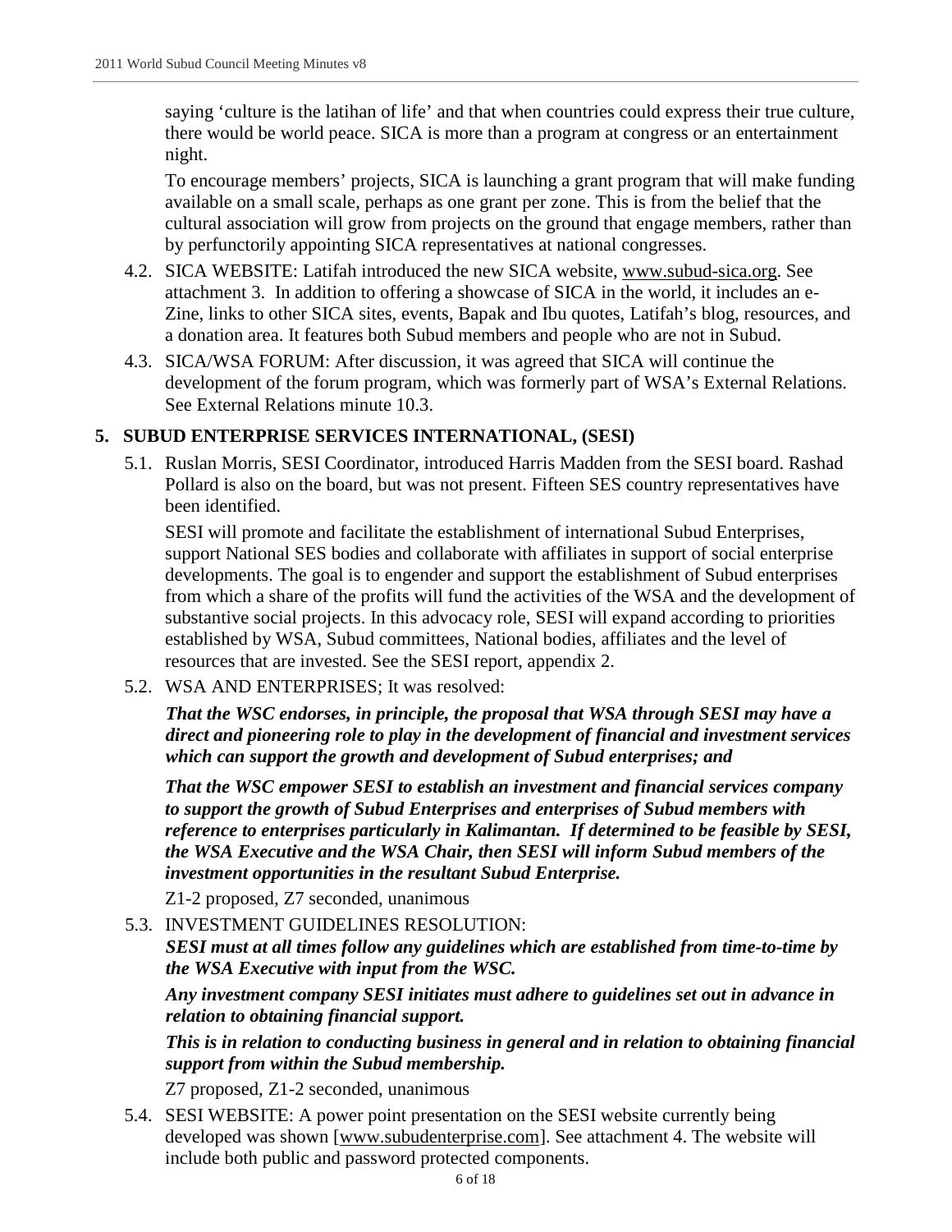saying 'culture is the latihan of life' and that when countries could express their true culture, there would be world peace. SICA is more than a program at congress or an entertainment night.

To encourage members' projects, SICA is launching a grant program that will make funding available on a small scale, perhaps as one grant per zone. This is from the belief that the cultural association will grow from projects on the ground that engage members, rather than by perfunctorily appointing SICA representatives at national congresses.

4.2. SICA WEBSITE: Latifah introduced the new SICA website, www.subud-sica.org. See attachment 3. In addition to offering a showcase of SICA in the world, it includes an e-Zine, links to other SICA sites, events, Bapak and Ibu quotes, Latifah's blog, resources, and a donation area. It features both Subud members and people who are not in Subud.

4.3. SICA/WSA FORUM: After discussion, it was agreed that SICA will continue the development of the forum program, which was formerly part of WSA's External Relations. See External Relations minute 10.3.

## 5. SUBUD ENTERPRISE SERVICES INTERNATIONAL, (SESI)

5.1. Ruslan Morris, SESI Coordinator, introduced Harris Madden from the SESI board. Rashad Pollard is also on the board, but was not present. Fifteen SES country representatives have been identified.

SESI will promote and facilitate the establishment of international Subud Enterprises, support National SES bodies and collaborate with affiliates in support of social enterprise developments. The goal is to engender and support the establishment of Subud enterprises from which a share of the profits will fund the activities of the WSA and the development of substantive social projects. In this advocacy role, SESI will expand according to priorities established by WSA, Subud committees, National bodies, affiliates and the level of resources that are invested. See the SESI report, appendix 2.

5.2. WSA AND ENTERPRISES; It was resolved:

***That the WSC endorses, in principle, the proposal that WSA through SESI may have a direct and pioneering role to play in the development of financial and investment services which can support the growth and development of Subud enterprises; and***

***That the WSC empower SESI to establish an investment and financial services company to support the growth of Subud Enterprises and enterprises of Subud members with reference to enterprises particularly in Kalimantan. If determined to be feasible by SESI, the WSA Executive and the WSA Chair, then SESI will inform Subud members of the investment opportunities in the resultant Subud Enterprise.***

Z1-2 proposed, Z7 seconded, unanimous

5.3. INVESTMENT GUIDELINES RESOLUTION:
***SESI must at all times follow any guidelines which are established from time-to-time by the WSA Executive with input from the WSC.***

***Any investment company SESI initiates must adhere to guidelines set out in advance in relation to obtaining financial support.***

***This is in relation to conducting business in general and in relation to obtaining financial support from within the Subud membership.***

Z7 proposed, Z1-2 seconded, unanimous

5.4. SESI WEBSITE: A power point presentation on the SESI website currently being developed was shown [www.subudenterprise.com]. See attachment 4. The website will include both public and password protected components.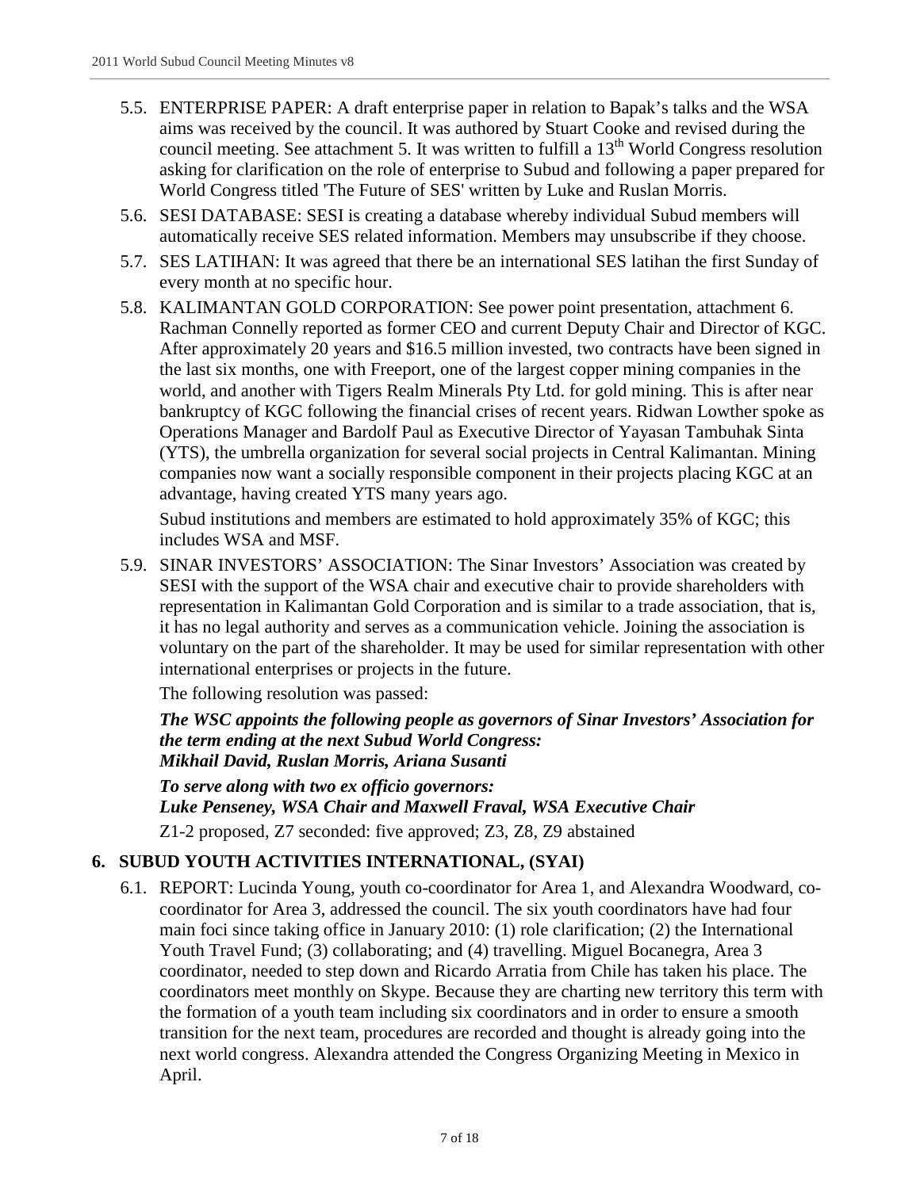5.5. ENTERPRISE PAPER: A draft enterprise paper in relation to Bapak's talks and the WSA aims was received by the council. It was authored by Stuart Cooke and revised during the council meeting. See attachment 5. It was written to fulfill a 13th World Congress resolution asking for clarification on the role of enterprise to Subud and following a paper prepared for World Congress titled 'The Future of SES' written by Luke and Ruslan Morris.

5.6. SESI DATABASE: SESI is creating a database whereby individual Subud members will automatically receive SES related information. Members may unsubscribe if they choose.

5.7. SES LATIHAN: It was agreed that there be an international SES latihan the first Sunday of every month at no specific hour.

5.8. KALIMANTAN GOLD CORPORATION: See power point presentation, attachment 6. Rachman Connelly reported as former CEO and current Deputy Chair and Director of KGC. After approximately 20 years and $16.5 million invested, two contracts have been signed in the last six months, one with Freeport, one of the largest copper mining companies in the world, and another with Tigers Realm Minerals Pty Ltd. for gold mining. This is after near bankruptcy of KGC following the financial crises of recent years. Ridwan Lowther spoke as Operations Manager and Bardolf Paul as Executive Director of Yayasan Tambuhak Sinta (YTS), the umbrella organization for several social projects in Central Kalimantan. Mining companies now want a socially responsible component in their projects placing KGC at an advantage, having created YTS many years ago.

Subud institutions and members are estimated to hold approximately 35% of KGC; this includes WSA and MSF.

5.9. SINAR INVESTORS' ASSOCIATION: The Sinar Investors' Association was created by SESI with the support of the WSA chair and executive chair to provide shareholders with representation in Kalimantan Gold Corporation and is similar to a trade association, that is, it has no legal authority and serves as a communication vehicle. Joining the association is voluntary on the part of the shareholder. It may be used for similar representation with other international enterprises or projects in the future.

The following resolution was passed:

***The WSC appoints the following people as governors of Sinar Investors' Association for the term ending at the next Subud World Congress:***
***Mikhail David, Ruslan Morris, Ariana Susanti***

***To serve along with two ex officio governors:***
***Luke Penseney, WSA Chair and Maxwell Fraval, WSA Executive Chair***

Z1-2 proposed, Z7 seconded: five approved; Z3, Z8, Z9 abstained

## 6. SUBUD YOUTH ACTIVITIES INTERNATIONAL, (SYAI)

6.1. REPORT: Lucinda Young, youth co-coordinator for Area 1, and Alexandra Woodward, co-coordinator for Area 3, addressed the council. The six youth coordinators have had four main foci since taking office in January 2010: (1) role clarification; (2) the International Youth Travel Fund; (3) collaborating; and (4) travelling. Miguel Bocanegra, Area 3 coordinator, needed to step down and Ricardo Arratia from Chile has taken his place. The coordinators meet monthly on Skype. Because they are charting new territory this term with the formation of a youth team including six coordinators and in order to ensure a smooth transition for the next team, procedures are recorded and thought is already going into the next world congress. Alexandra attended the Congress Organizing Meeting in Mexico in April.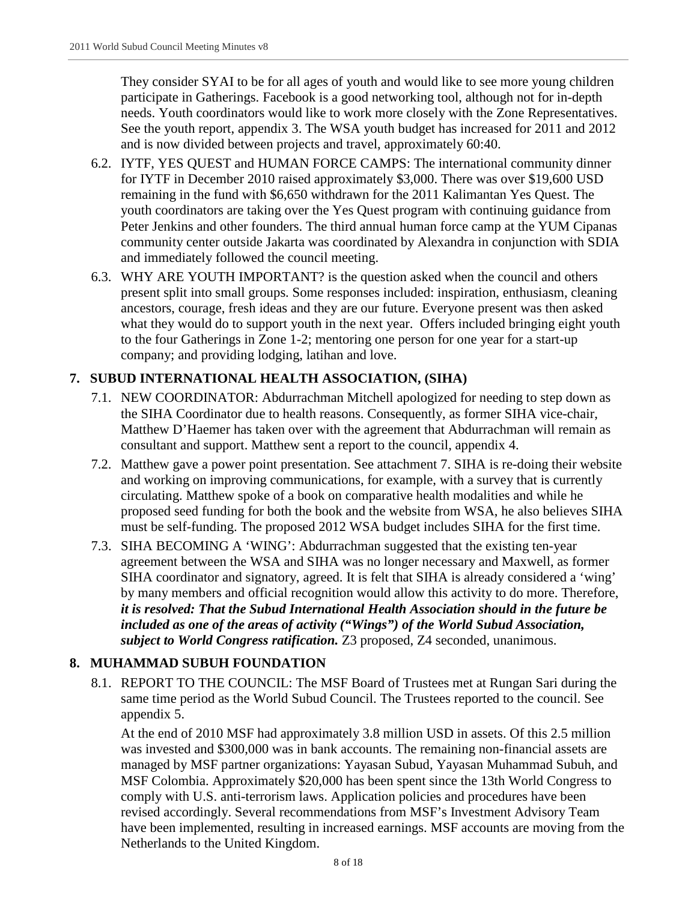They consider SYAI to be for all ages of youth and would like to see more young children participate in Gatherings. Facebook is a good networking tool, although not for in-depth needs. Youth coordinators would like to work more closely with the Zone Representatives. See the youth report, appendix 3. The WSA youth budget has increased for 2011 and 2012 and is now divided between projects and travel, approximately 60:40.

6.2. IYTF, YES QUEST and HUMAN FORCE CAMPS: The international community dinner for IYTF in December 2010 raised approximately $3,000. There was over $19,600 USD remaining in the fund with $6,650 withdrawn for the 2011 Kalimantan Yes Quest. The youth coordinators are taking over the Yes Quest program with continuing guidance from Peter Jenkins and other founders. The third annual human force camp at the YUM Cipanas community center outside Jakarta was coordinated by Alexandra in conjunction with SDIA and immediately followed the council meeting.

6.3. WHY ARE YOUTH IMPORTANT? is the question asked when the council and others present split into small groups. Some responses included: inspiration, enthusiasm, cleaning ancestors, courage, fresh ideas and they are our future. Everyone present was then asked what they would do to support youth in the next year. Offers included bringing eight youth to the four Gatherings in Zone 1-2; mentoring one person for one year for a start-up company; and providing lodging, latihan and love.

## 7. SUBUD INTERNATIONAL HEALTH ASSOCIATION, (SIHA)

7.1. NEW COORDINATOR: Abdurrachman Mitchell apologized for needing to step down as the SIHA Coordinator due to health reasons. Consequently, as former SIHA vice-chair, Matthew D'Haemer has taken over with the agreement that Abdurrachman will remain as consultant and support. Matthew sent a report to the council, appendix 4.

7.2. Matthew gave a power point presentation. See attachment 7. SIHA is re-doing their website and working on improving communications, for example, with a survey that is currently circulating. Matthew spoke of a book on comparative health modalities and while he proposed seed funding for both the book and the website from WSA, he also believes SIHA must be self-funding. The proposed 2012 WSA budget includes SIHA for the first time.

7.3. SIHA BECOMING A 'WING': Abdurrachman suggested that the existing ten-year agreement between the WSA and SIHA was no longer necessary and Maxwell, as former SIHA coordinator and signatory, agreed. It is felt that SIHA is already considered a 'wing' by many members and official recognition would allow this activity to do more. Therefore, ***it is resolved: That the Subud International Health Association should in the future be included as one of the areas of activity ("Wings") of the World Subud Association, subject to World Congress ratification.*** Z3 proposed, Z4 seconded, unanimous.

## 8. MUHAMMAD SUBUH FOUNDATION

8.1. REPORT TO THE COUNCIL: The MSF Board of Trustees met at Rungan Sari during the same time period as the World Subud Council. The Trustees reported to the council. See appendix 5.

At the end of 2010 MSF had approximately 3.8 million USD in assets. Of this 2.5 million was invested and $300,000 was in bank accounts. The remaining non-financial assets are managed by MSF partner organizations: Yayasan Subud, Yayasan Muhammad Subuh, and MSF Colombia. Approximately $20,000 has been spent since the 13th World Congress to comply with U.S. anti-terrorism laws. Application policies and procedures have been revised accordingly. Several recommendations from MSF's Investment Advisory Team have been implemented, resulting in increased earnings. MSF accounts are moving from the Netherlands to the United Kingdom.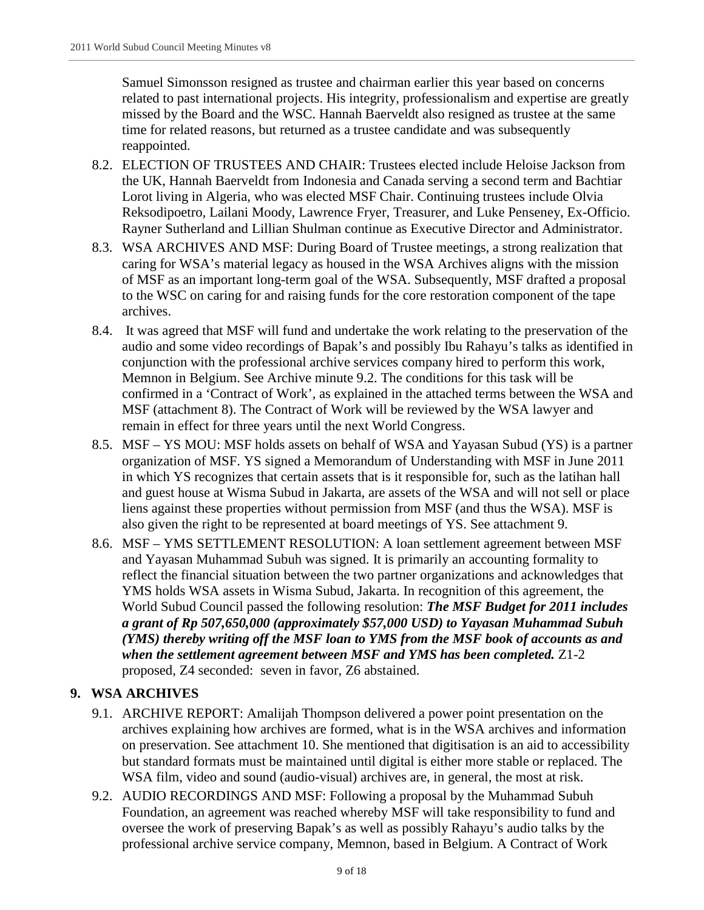Samuel Simonsson resigned as trustee and chairman earlier this year based on concerns related to past international projects. His integrity, professionalism and expertise are greatly missed by the Board and the WSC. Hannah Baerveldt also resigned as trustee at the same time for related reasons, but returned as a trustee candidate and was subsequently reappointed.

8.2. ELECTION OF TRUSTEES AND CHAIR: Trustees elected include Heloise Jackson from the UK, Hannah Baerveldt from Indonesia and Canada serving a second term and Bachtiar Lorot living in Algeria, who was elected MSF Chair. Continuing trustees include Olvia Reksodipoetro, Lailani Moody, Lawrence Fryer, Treasurer, and Luke Penseney, Ex-Officio. Rayner Sutherland and Lillian Shulman continue as Executive Director and Administrator.

8.3. WSA ARCHIVES AND MSF: During Board of Trustee meetings, a strong realization that caring for WSA's material legacy as housed in the WSA Archives aligns with the mission of MSF as an important long-term goal of the WSA. Subsequently, MSF drafted a proposal to the WSC on caring for and raising funds for the core restoration component of the tape archives.

8.4. It was agreed that MSF will fund and undertake the work relating to the preservation of the audio and some video recordings of Bapak's and possibly Ibu Rahayu's talks as identified in conjunction with the professional archive services company hired to perform this work, Memnon in Belgium. See Archive minute 9.2. The conditions for this task will be confirmed in a 'Contract of Work', as explained in the attached terms between the WSA and MSF (attachment 8). The Contract of Work will be reviewed by the WSA lawyer and remain in effect for three years until the next World Congress.

8.5. MSF – YS MOU: MSF holds assets on behalf of WSA and Yayasan Subud (YS) is a partner organization of MSF. YS signed a Memorandum of Understanding with MSF in June 2011 in which YS recognizes that certain assets that is it responsible for, such as the latihan hall and guest house at Wisma Subud in Jakarta, are assets of the WSA and will not sell or place liens against these properties without permission from MSF (and thus the WSA). MSF is also given the right to be represented at board meetings of YS. See attachment 9.

8.6. MSF – YMS SETTLEMENT RESOLUTION: A loan settlement agreement between MSF and Yayasan Muhammad Subuh was signed. It is primarily an accounting formality to reflect the financial situation between the two partner organizations and acknowledges that YMS holds WSA assets in Wisma Subud, Jakarta. In recognition of this agreement, the World Subud Council passed the following resolution: ***The MSF Budget for 2011 includes a grant of Rp 507,650,000 (approximately $57,000 USD) to Yayasan Muhammad Subuh (YMS) thereby writing off the MSF loan to YMS from the MSF book of accounts as and when the settlement agreement between MSF and YMS has been completed.*** Z1-2 proposed, Z4 seconded: seven in favor, Z6 abstained.

## 9. WSA ARCHIVES

9.1. ARCHIVE REPORT: Amalijah Thompson delivered a power point presentation on the archives explaining how archives are formed, what is in the WSA archives and information on preservation. See attachment 10. She mentioned that digitisation is an aid to accessibility but standard formats must be maintained until digital is either more stable or replaced. The WSA film, video and sound (audio-visual) archives are, in general, the most at risk.

9.2. AUDIO RECORDINGS AND MSF: Following a proposal by the Muhammad Subuh Foundation, an agreement was reached whereby MSF will take responsibility to fund and oversee the work of preserving Bapak's as well as possibly Rahayu's audio talks by the professional archive service company, Memnon, based in Belgium. A Contract of Work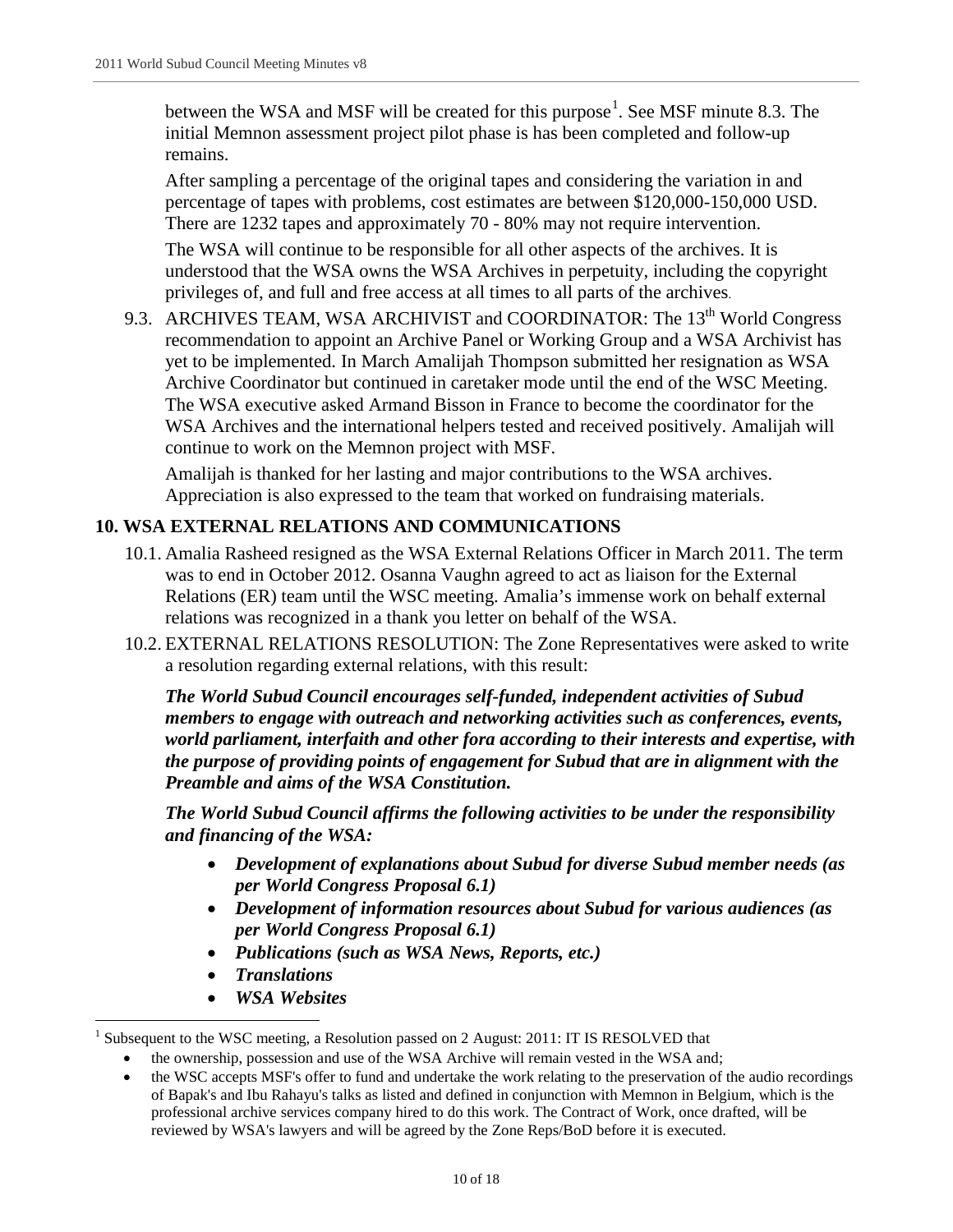between the WSA and MSF will be created for this purpose[1]. See MSF minute 8.3. The initial Memnon assessment project pilot phase is has been completed and follow-up remains.

After sampling a percentage of the original tapes and considering the variation in and percentage of tapes with problems, cost estimates are between $120,000-150,000 USD. There are 1232 tapes and approximately 70 - 80% may not require intervention.

The WSA will continue to be responsible for all other aspects of the archives. It is understood that the WSA owns the WSA Archives in perpetuity, including the copyright privileges of, and full and free access at all times to all parts of the archives.

9.3. ARCHIVES TEAM, WSA ARCHIVIST and COORDINATOR: The 13th World Congress recommendation to appoint an Archive Panel or Working Group and a WSA Archivist has yet to be implemented. In March Amalijah Thompson submitted her resignation as WSA Archive Coordinator but continued in caretaker mode until the end of the WSC Meeting. The WSA executive asked Armand Bisson in France to become the coordinator for the WSA Archives and the international helpers tested and received positively. Amalijah will continue to work on the Memnon project with MSF.

Amalijah is thanked for her lasting and major contributions to the WSA archives. Appreciation is also expressed to the team that worked on fundraising materials.

## 10. WSA EXTERNAL RELATIONS AND COMMUNICATIONS

10.1. Amalia Rasheed resigned as the WSA External Relations Officer in March 2011. The term was to end in October 2012. Osanna Vaughn agreed to act as liaison for the External Relations (ER) team until the WSC meeting. Amalia's immense work on behalf external relations was recognized in a thank you letter on behalf of the WSA.

10.2. EXTERNAL RELATIONS RESOLUTION: The Zone Representatives were asked to write a resolution regarding external relations, with this result:

***The World Subud Council encourages self-funded, independent activities of Subud members to engage with outreach and networking activities such as conferences, events, world parliament, interfaith and other fora according to their interests and expertise, with the purpose of providing points of engagement for Subud that are in alignment with the Preamble and aims of the WSA Constitution.***

***The World Subud Council affirms the following activities to be under the responsibility and financing of the WSA:***

- ***Development of explanations about Subud for diverse Subud member needs (as per World Congress Proposal 6.1)***
- ***Development of information resources about Subud for various audiences (as per World Congress Proposal 6.1)***
- ***Publications (such as WSA News, Reports, etc.)***
- ***Translations***
- ***WSA Websites***

---

[1] Subsequent to the WSC meeting, a Resolution passed on 2 August: 2011: IT IS RESOLVED that

- the ownership, possession and use of the WSA Archive will remain vested in the WSA and;
- the WSC accepts MSF's offer to fund and undertake the work relating to the preservation of the audio recordings of Bapak's and Ibu Rahayu's talks as listed and defined in conjunction with Memnon in Belgium, which is the professional archive services company hired to do this work. The Contract of Work, once drafted, will be reviewed by WSA's lawyers and will be agreed by the Zone Reps/BoD before it is executed.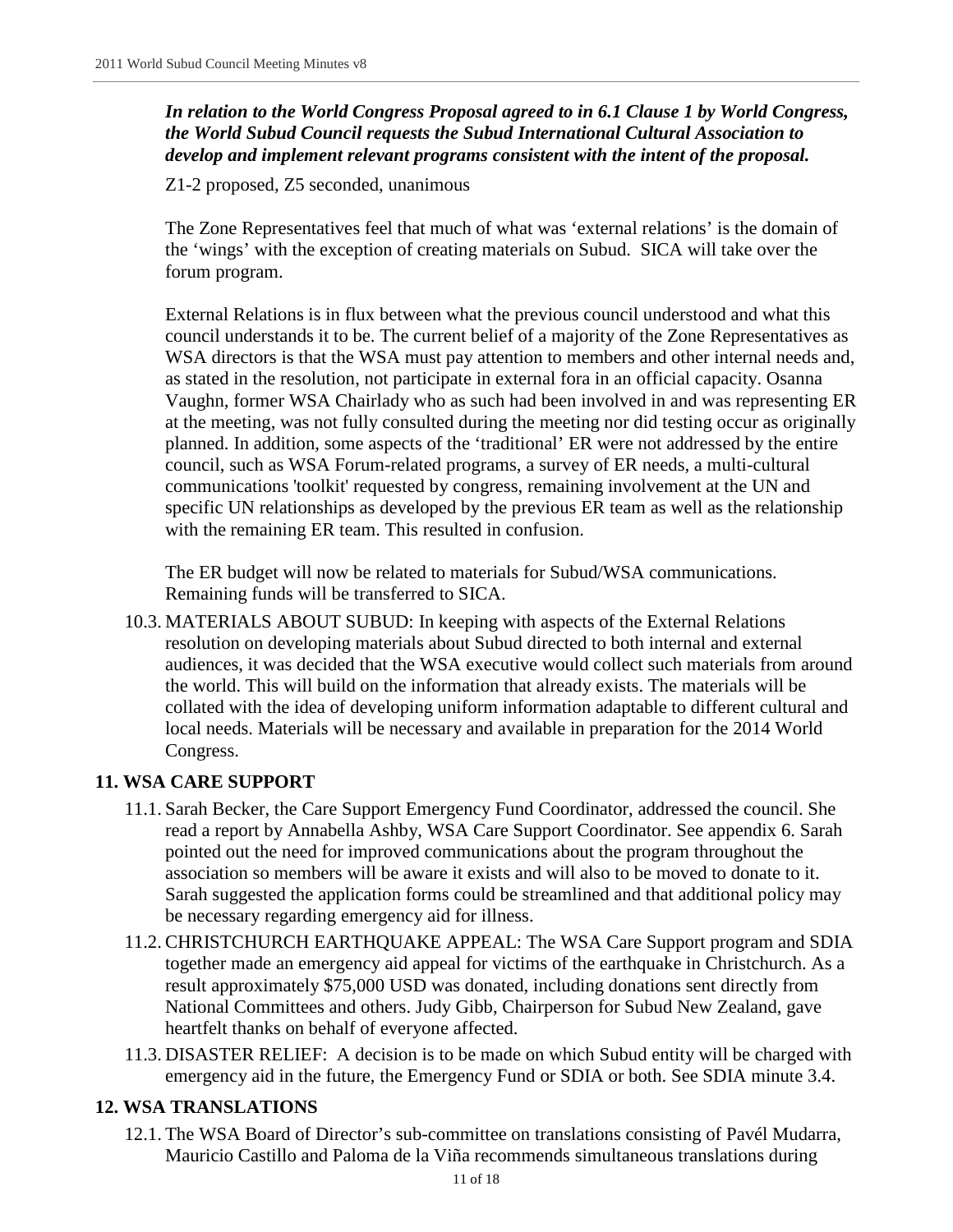***In relation to the World Congress Proposal agreed to in 6.1 Clause 1 by World Congress, the World Subud Council requests the Subud International Cultural Association to develop and implement relevant programs consistent with the intent of the proposal.***

Z1-2 proposed, Z5 seconded, unanimous

The Zone Representatives feel that much of what was 'external relations' is the domain of the 'wings' with the exception of creating materials on Subud. SICA will take over the forum program.

External Relations is in flux between what the previous council understood and what this council understands it to be. The current belief of a majority of the Zone Representatives as WSA directors is that the WSA must pay attention to members and other internal needs and, as stated in the resolution, not participate in external fora in an official capacity. Osanna Vaughn, former WSA Chairlady who as such had been involved in and was representing ER at the meeting, was not fully consulted during the meeting nor did testing occur as originally planned. In addition, some aspects of the 'traditional' ER were not addressed by the entire council, such as WSA Forum-related programs, a survey of ER needs, a multi-cultural communications 'toolkit' requested by congress, remaining involvement at the UN and specific UN relationships as developed by the previous ER team as well as the relationship with the remaining ER team. This resulted in confusion.

The ER budget will now be related to materials for Subud/WSA communications. Remaining funds will be transferred to SICA.

10.3. MATERIALS ABOUT SUBUD: In keeping with aspects of the External Relations resolution on developing materials about Subud directed to both internal and external audiences, it was decided that the WSA executive would collect such materials from around the world. This will build on the information that already exists. The materials will be collated with the idea of developing uniform information adaptable to different cultural and local needs. Materials will be necessary and available in preparation for the 2014 World Congress.

## 11. WSA CARE SUPPORT

11.1. Sarah Becker, the Care Support Emergency Fund Coordinator, addressed the council. She read a report by Annabella Ashby, WSA Care Support Coordinator. See appendix 6. Sarah pointed out the need for improved communications about the program throughout the association so members will be aware it exists and will also to be moved to donate to it. Sarah suggested the application forms could be streamlined and that additional policy may be necessary regarding emergency aid for illness.

11.2. CHRISTCHURCH EARTHQUAKE APPEAL: The WSA Care Support program and SDIA together made an emergency aid appeal for victims of the earthquake in Christchurch. As a result approximately $75,000 USD was donated, including donations sent directly from National Committees and others. Judy Gibb, Chairperson for Subud New Zealand, gave heartfelt thanks on behalf of everyone affected.

11.3. DISASTER RELIEF: A decision is to be made on which Subud entity will be charged with emergency aid in the future, the Emergency Fund or SDIA or both. See SDIA minute 3.4.

## 12. WSA TRANSLATIONS

12.1. The WSA Board of Director's sub-committee on translations consisting of Pavél Mudarra, Mauricio Castillo and Paloma de la Viña recommends simultaneous translations during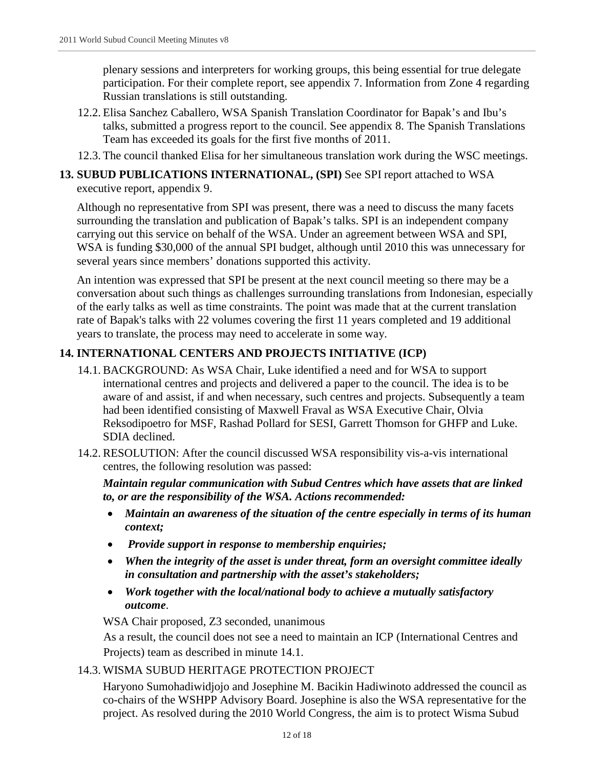plenary sessions and interpreters for working groups, this being essential for true delegate participation. For their complete report, see appendix 7. Information from Zone 4 regarding Russian translations is still outstanding.

12.2. Elisa Sanchez Caballero, WSA Spanish Translation Coordinator for Bapak's and Ibu's talks, submitted a progress report to the council. See appendix 8. The Spanish Translations Team has exceeded its goals for the first five months of 2011.

12.3. The council thanked Elisa for her simultaneous translation work during the WSC meetings.

## 13. SUBUD PUBLICATIONS INTERNATIONAL, (SPI)

See SPI report attached to WSA executive report, appendix 9.

Although no representative from SPI was present, there was a need to discuss the many facets surrounding the translation and publication of Bapak's talks. SPI is an independent company carrying out this service on behalf of the WSA. Under an agreement between WSA and SPI, WSA is funding $30,000 of the annual SPI budget, although until 2010 this was unnecessary for several years since members' donations supported this activity.

An intention was expressed that SPI be present at the next council meeting so there may be a conversation about such things as challenges surrounding translations from Indonesian, especially of the early talks as well as time constraints. The point was made that at the current translation rate of Bapak's talks with 22 volumes covering the first 11 years completed and 19 additional years to translate, the process may need to accelerate in some way.

## 14. INTERNATIONAL CENTERS AND PROJECTS INITIATIVE (ICP)

14.1. BACKGROUND: As WSA Chair, Luke identified a need and for WSA to support international centres and projects and delivered a paper to the council. The idea is to be aware of and assist, if and when necessary, such centres and projects. Subsequently a team had been identified consisting of Maxwell Fraval as WSA Executive Chair, Olvia Reksodipoetro for MSF, Rashad Pollard for SESI, Garrett Thomson for GHFP and Luke. SDIA declined.

14.2. RESOLUTION: After the council discussed WSA responsibility vis-a-vis international centres, the following resolution was passed:

***Maintain regular communication with Subud Centres which have assets that are linked to, or are the responsibility of the WSA. Actions recommended:***

- ***Maintain an awareness of the situation of the centre especially in terms of its human context;***
- ***Provide support in response to membership enquiries;***
- ***When the integrity of the asset is under threat, form an oversight committee ideally in consultation and partnership with the asset's stakeholders;***
- ***Work together with the local/national body to achieve a mutually satisfactory outcome***.

WSA Chair proposed, Z3 seconded, unanimous

As a result, the council does not see a need to maintain an ICP (International Centres and Projects) team as described in minute 14.1.

14.3. WISMA SUBUD HERITAGE PROTECTION PROJECT

Haryono Sumohadiwidjojo and Josephine M. Bacikin Hadiwinoto addressed the council as co-chairs of the WSHPP Advisory Board. Josephine is also the WSA representative for the project. As resolved during the 2010 World Congress, the aim is to protect Wisma Subud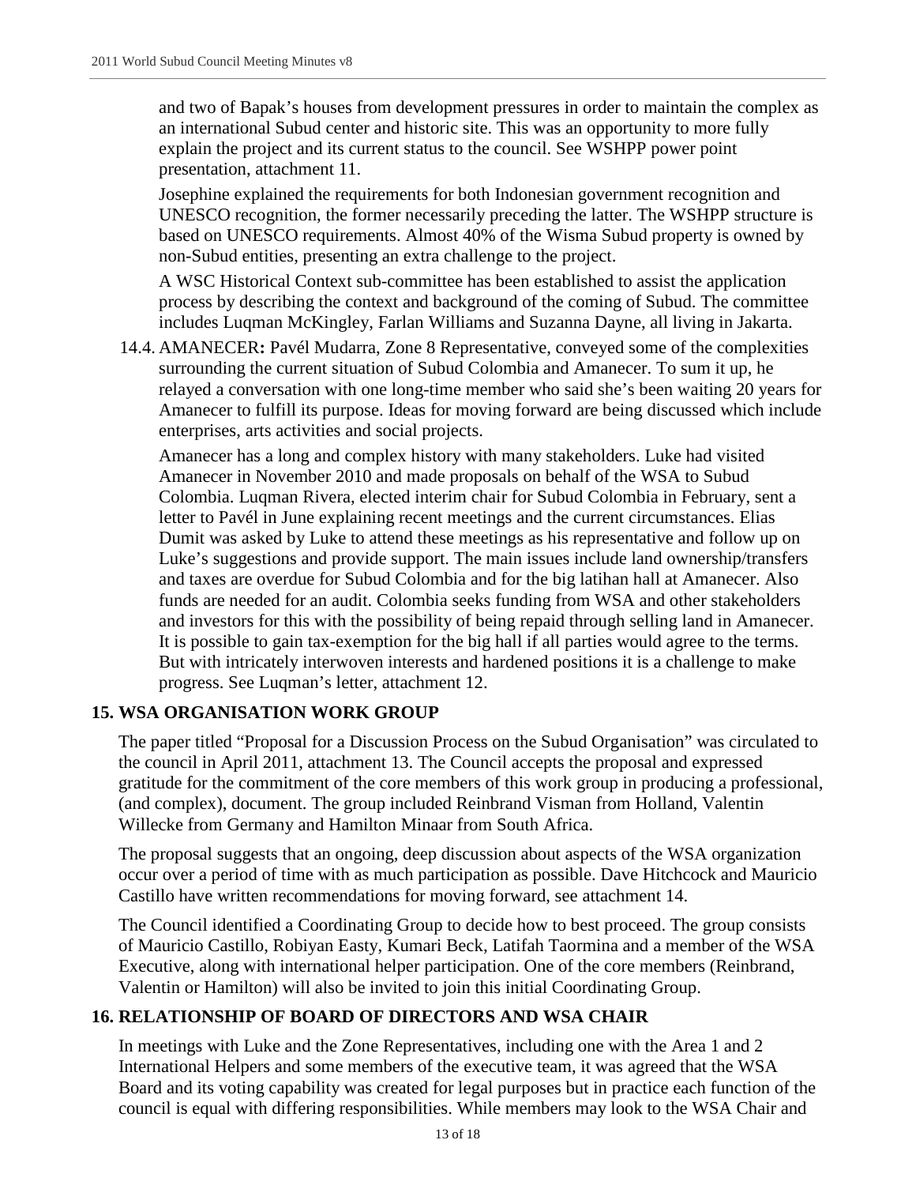and two of Bapak's houses from development pressures in order to maintain the complex as an international Subud center and historic site. This was an opportunity to more fully explain the project and its current status to the council. See WSHPP power point presentation, attachment 11.

Josephine explained the requirements for both Indonesian government recognition and UNESCO recognition, the former necessarily preceding the latter. The WSHPP structure is based on UNESCO requirements. Almost 40% of the Wisma Subud property is owned by non-Subud entities, presenting an extra challenge to the project.

A WSC Historical Context sub-committee has been established to assist the application process by describing the context and background of the coming of Subud. The committee includes Luqman McKingley, Farlan Williams and Suzanna Dayne, all living in Jakarta.

14.4. AMANECER**:** Pavél Mudarra, Zone 8 Representative, conveyed some of the complexities surrounding the current situation of Subud Colombia and Amanecer. To sum it up, he relayed a conversation with one long-time member who said she's been waiting 20 years for Amanecer to fulfill its purpose. Ideas for moving forward are being discussed which include enterprises, arts activities and social projects.

Amanecer has a long and complex history with many stakeholders. Luke had visited Amanecer in November 2010 and made proposals on behalf of the WSA to Subud Colombia. Luqman Rivera, elected interim chair for Subud Colombia in February, sent a letter to Pavél in June explaining recent meetings and the current circumstances. Elias Dumit was asked by Luke to attend these meetings as his representative and follow up on Luke's suggestions and provide support. The main issues include land ownership/transfers and taxes are overdue for Subud Colombia and for the big latihan hall at Amanecer. Also funds are needed for an audit. Colombia seeks funding from WSA and other stakeholders and investors for this with the possibility of being repaid through selling land in Amanecer. It is possible to gain tax-exemption for the big hall if all parties would agree to the terms. But with intricately interwoven interests and hardened positions it is a challenge to make progress. See Luqman's letter, attachment 12.

## 15. WSA ORGANISATION WORK GROUP

The paper titled "Proposal for a Discussion Process on the Subud Organisation" was circulated to the council in April 2011, attachment 13. The Council accepts the proposal and expressed gratitude for the commitment of the core members of this work group in producing a professional, (and complex), document. The group included Reinbrand Visman from Holland, Valentin Willecke from Germany and Hamilton Minaar from South Africa.

The proposal suggests that an ongoing, deep discussion about aspects of the WSA organization occur over a period of time with as much participation as possible. Dave Hitchcock and Mauricio Castillo have written recommendations for moving forward, see attachment 14.

The Council identified a Coordinating Group to decide how to best proceed. The group consists of Mauricio Castillo, Robiyan Easty, Kumari Beck, Latifah Taormina and a member of the WSA Executive, along with international helper participation. One of the core members (Reinbrand, Valentin or Hamilton) will also be invited to join this initial Coordinating Group.

## 16. RELATIONSHIP OF BOARD OF DIRECTORS AND WSA CHAIR

In meetings with Luke and the Zone Representatives, including one with the Area 1 and 2 International Helpers and some members of the executive team, it was agreed that the WSA Board and its voting capability was created for legal purposes but in practice each function of the council is equal with differing responsibilities. While members may look to the WSA Chair and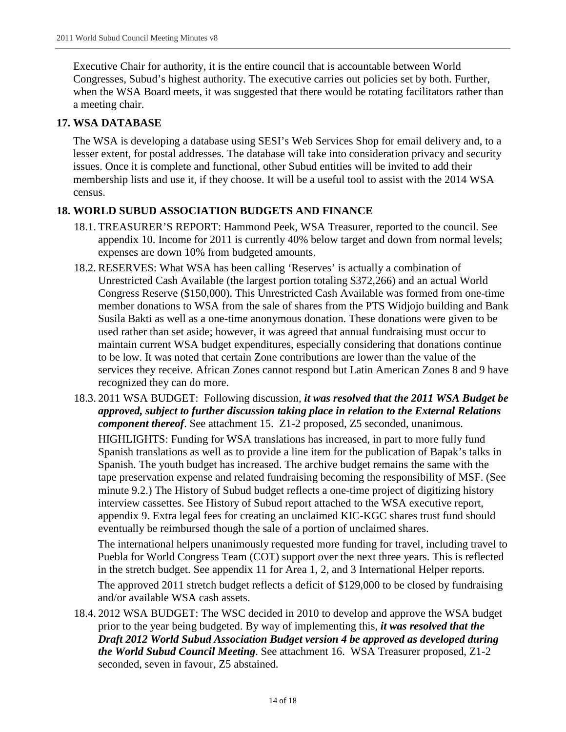Executive Chair for authority, it is the entire council that is accountable between World Congresses, Subud's highest authority. The executive carries out policies set by both. Further, when the WSA Board meets, it was suggested that there would be rotating facilitators rather than a meeting chair.

## 17. WSA DATABASE

The WSA is developing a database using SESI's Web Services Shop for email delivery and, to a lesser extent, for postal addresses. The database will take into consideration privacy and security issues. Once it is complete and functional, other Subud entities will be invited to add their membership lists and use it, if they choose. It will be a useful tool to assist with the 2014 WSA census.

## 18. WORLD SUBUD ASSOCIATION BUDGETS AND FINANCE

18.1. TREASURER'S REPORT: Hammond Peek, WSA Treasurer, reported to the council. See appendix 10. Income for 2011 is currently 40% below target and down from normal levels; expenses are down 10% from budgeted amounts.

18.2. RESERVES: What WSA has been calling 'Reserves' is actually a combination of Unrestricted Cash Available (the largest portion totaling $372,266) and an actual World Congress Reserve ($150,000). This Unrestricted Cash Available was formed from one-time member donations to WSA from the sale of shares from the PTS Widjojo building and Bank Susila Bakti as well as a one-time anonymous donation. These donations were given to be used rather than set aside; however, it was agreed that annual fundraising must occur to maintain current WSA budget expenditures, especially considering that donations continue to be low. It was noted that certain Zone contributions are lower than the value of the services they receive. African Zones cannot respond but Latin American Zones 8 and 9 have recognized they can do more.

18.3. 2011 WSA BUDGET: Following discussion, ***it was resolved that the 2011 WSA Budget be approved, subject to further discussion taking place in relation to the External Relations component thereof***. See attachment 15. Z1-2 proposed, Z5 seconded, unanimous.

HIGHLIGHTS: Funding for WSA translations has increased, in part to more fully fund Spanish translations as well as to provide a line item for the publication of Bapak's talks in Spanish. The youth budget has increased. The archive budget remains the same with the tape preservation expense and related fundraising becoming the responsibility of MSF. (See minute 9.2.) The History of Subud budget reflects a one-time project of digitizing history interview cassettes. See History of Subud report attached to the WSA executive report, appendix 9. Extra legal fees for creating an unclaimed KIC-KGC shares trust fund should eventually be reimbursed though the sale of a portion of unclaimed shares.

The international helpers unanimously requested more funding for travel, including travel to Puebla for World Congress Team (COT) support over the next three years. This is reflected in the stretch budget. See appendix 11 for Area 1, 2, and 3 International Helper reports.

The approved 2011 stretch budget reflects a deficit of $129,000 to be closed by fundraising and/or available WSA cash assets.

18.4. 2012 WSA BUDGET: The WSC decided in 2010 to develop and approve the WSA budget prior to the year being budgeted. By way of implementing this, ***it was resolved that the Draft 2012 World Subud Association Budget version 4 be approved as developed during the World Subud Council Meeting***. See attachment 16. WSA Treasurer proposed, Z1-2 seconded, seven in favour, Z5 abstained.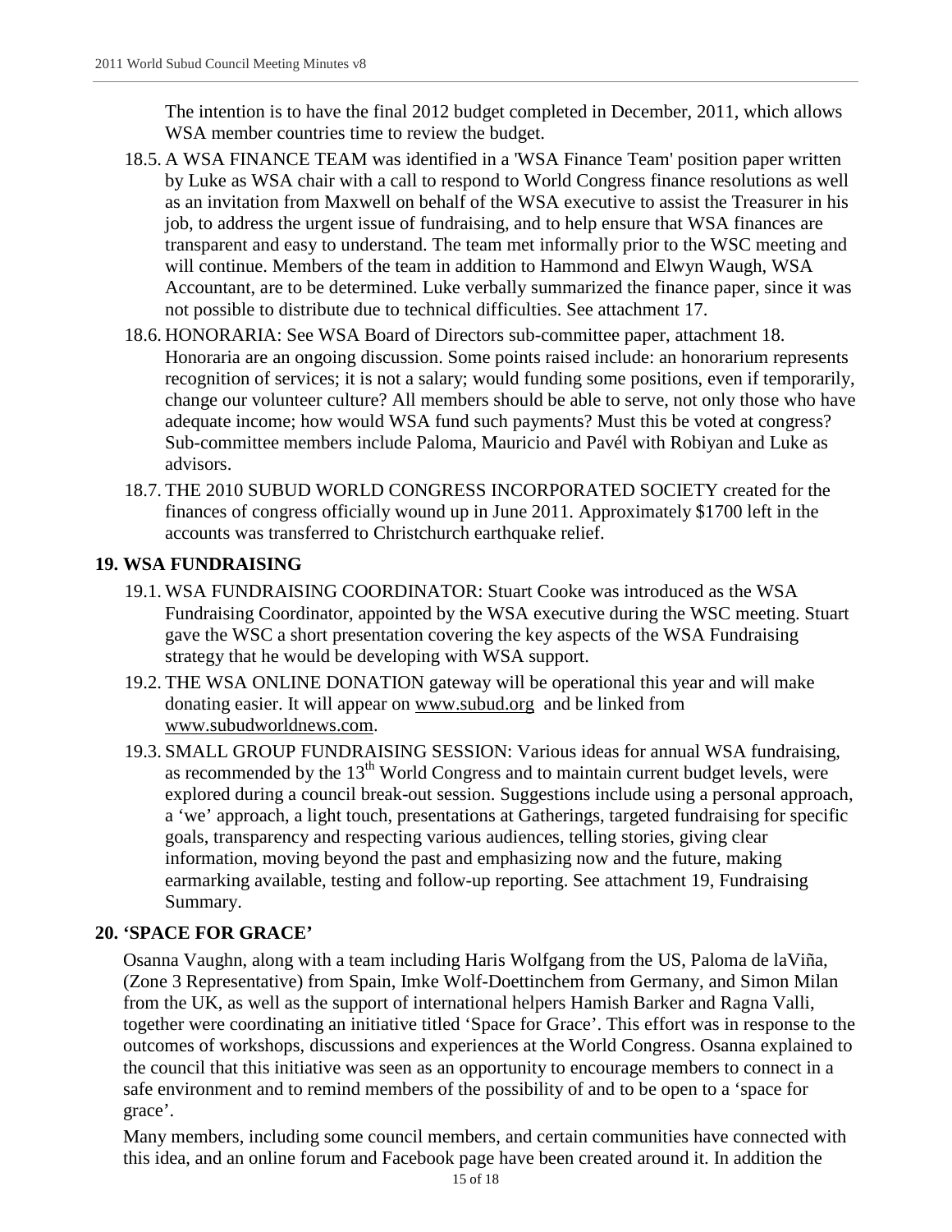The intention is to have the final 2012 budget completed in December, 2011, which allows WSA member countries time to review the budget.

18.5. A WSA FINANCE TEAM was identified in a 'WSA Finance Team' position paper written by Luke as WSA chair with a call to respond to World Congress finance resolutions as well as an invitation from Maxwell on behalf of the WSA executive to assist the Treasurer in his job, to address the urgent issue of fundraising, and to help ensure that WSA finances are transparent and easy to understand. The team met informally prior to the WSC meeting and will continue. Members of the team in addition to Hammond and Elwyn Waugh, WSA Accountant, are to be determined. Luke verbally summarized the finance paper, since it was not possible to distribute due to technical difficulties. See attachment 17.

18.6. HONORARIA: See WSA Board of Directors sub-committee paper, attachment 18. Honoraria are an ongoing discussion. Some points raised include: an honorarium represents recognition of services; it is not a salary; would funding some positions, even if temporarily, change our volunteer culture? All members should be able to serve, not only those who have adequate income; how would WSA fund such payments? Must this be voted at congress? Sub-committee members include Paloma, Mauricio and Pavél with Robiyan and Luke as advisors.

18.7. THE 2010 SUBUD WORLD CONGRESS INCORPORATED SOCIETY created for the finances of congress officially wound up in June 2011. Approximately $1700 left in the accounts was transferred to Christchurch earthquake relief.

## 19. WSA FUNDRAISING

19.1. WSA FUNDRAISING COORDINATOR: Stuart Cooke was introduced as the WSA Fundraising Coordinator, appointed by the WSA executive during the WSC meeting. Stuart gave the WSC a short presentation covering the key aspects of the WSA Fundraising strategy that he would be developing with WSA support.

19.2. THE WSA ONLINE DONATION gateway will be operational this year and will make donating easier. It will appear on www.subud.org and be linked from www.subudworldnews.com.

19.3. SMALL GROUP FUNDRAISING SESSION: Various ideas for annual WSA fundraising, as recommended by the 13th World Congress and to maintain current budget levels, were explored during a council break-out session. Suggestions include using a personal approach, a 'we' approach, a light touch, presentations at Gatherings, targeted fundraising for specific goals, transparency and respecting various audiences, telling stories, giving clear information, moving beyond the past and emphasizing now and the future, making earmarking available, testing and follow-up reporting. See attachment 19, Fundraising Summary.

## 20. 'SPACE FOR GRACE'

Osanna Vaughn, along with a team including Haris Wolfgang from the US, Paloma de laViña, (Zone 3 Representative) from Spain, Imke Wolf-Doettinchem from Germany, and Simon Milan from the UK, as well as the support of international helpers Hamish Barker and Ragna Valli, together were coordinating an initiative titled 'Space for Grace'. This effort was in response to the outcomes of workshops, discussions and experiences at the World Congress. Osanna explained to the council that this initiative was seen as an opportunity to encourage members to connect in a safe environment and to remind members of the possibility of and to be open to a 'space for grace'.

Many members, including some council members, and certain communities have connected with this idea, and an online forum and Facebook page have been created around it. In addition the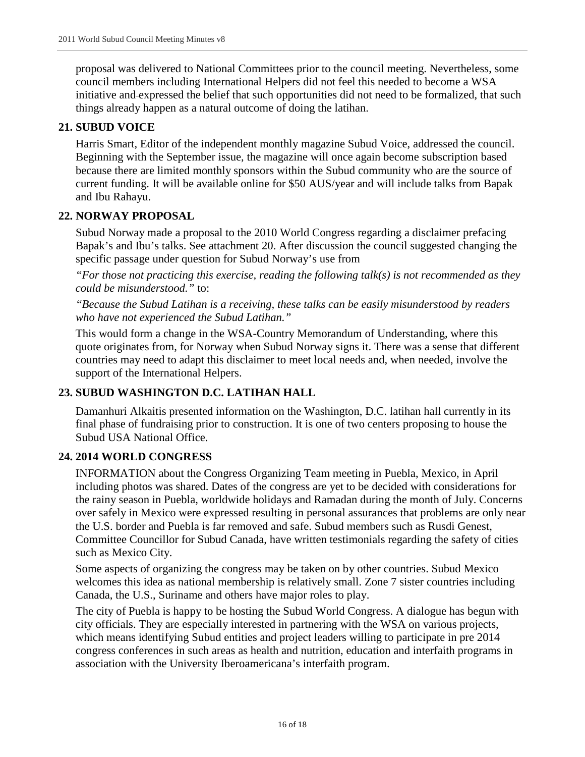proposal was delivered to National Committees prior to the council meeting. Nevertheless, some council members including International Helpers did not feel this needed to become a WSA initiative and expressed the belief that such opportunities did not need to be formalized, that such things already happen as a natural outcome of doing the latihan.

## 21. SUBUD VOICE

Harris Smart, Editor of the independent monthly magazine Subud Voice, addressed the council. Beginning with the September issue, the magazine will once again become subscription based because there are limited monthly sponsors within the Subud community who are the source of current funding. It will be available online for $50 AUS/year and will include talks from Bapak and Ibu Rahayu.

## 22. NORWAY PROPOSAL

Subud Norway made a proposal to the 2010 World Congress regarding a disclaimer prefacing Bapak's and Ibu's talks. See attachment 20. After discussion the council suggested changing the specific passage under question for Subud Norway's use from

*"For those not practicing this exercise, reading the following talk(s) is not recommended as they could be misunderstood."* to:

*"Because the Subud Latihan is a receiving, these talks can be easily misunderstood by readers who have not experienced the Subud Latihan."*

This would form a change in the WSA-Country Memorandum of Understanding, where this quote originates from, for Norway when Subud Norway signs it. There was a sense that different countries may need to adapt this disclaimer to meet local needs and, when needed, involve the support of the International Helpers.

## 23. SUBUD WASHINGTON D.C. LATIHAN HALL

Damanhuri Alkaitis presented information on the Washington, D.C. latihan hall currently in its final phase of fundraising prior to construction. It is one of two centers proposing to house the Subud USA National Office.

## 24. 2014 WORLD CONGRESS

INFORMATION about the Congress Organizing Team meeting in Puebla, Mexico, in April including photos was shared. Dates of the congress are yet to be decided with considerations for the rainy season in Puebla, worldwide holidays and Ramadan during the month of July. Concerns over safely in Mexico were expressed resulting in personal assurances that problems are only near the U.S. border and Puebla is far removed and safe. Subud members such as Rusdi Genest, Committee Councillor for Subud Canada, have written testimonials regarding the safety of cities such as Mexico City.

Some aspects of organizing the congress may be taken on by other countries. Subud Mexico welcomes this idea as national membership is relatively small. Zone 7 sister countries including Canada, the U.S., Suriname and others have major roles to play.

The city of Puebla is happy to be hosting the Subud World Congress. A dialogue has begun with city officials. They are especially interested in partnering with the WSA on various projects, which means identifying Subud entities and project leaders willing to participate in pre 2014 congress conferences in such areas as health and nutrition, education and interfaith programs in association with the University Iberoamericana's interfaith program.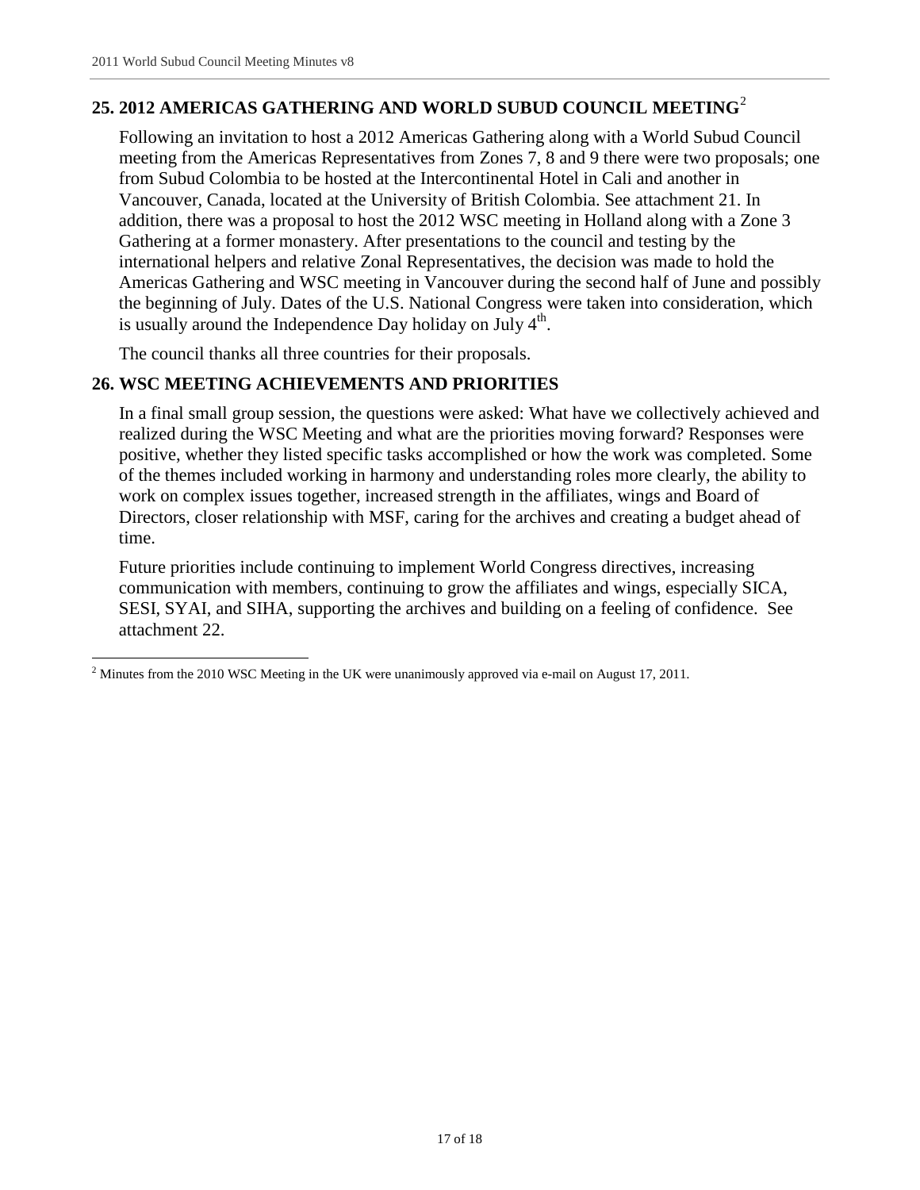## 25. 2012 AMERICAS GATHERING AND WORLD SUBUD COUNCIL MEETING[2]

Following an invitation to host a 2012 Americas Gathering along with a World Subud Council meeting from the Americas Representatives from Zones 7, 8 and 9 there were two proposals; one from Subud Colombia to be hosted at the Intercontinental Hotel in Cali and another in Vancouver, Canada, located at the University of British Colombia. See attachment 21. In addition, there was a proposal to host the 2012 WSC meeting in Holland along with a Zone 3 Gathering at a former monastery. After presentations to the council and testing by the international helpers and relative Zonal Representatives, the decision was made to hold the Americas Gathering and WSC meeting in Vancouver during the second half of June and possibly the beginning of July. Dates of the U.S. National Congress were taken into consideration, which is usually around the Independence Day holiday on July 4th.

The council thanks all three countries for their proposals.

## 26. WSC MEETING ACHIEVEMENTS AND PRIORITIES

In a final small group session, the questions were asked: What have we collectively achieved and realized during the WSC Meeting and what are the priorities moving forward? Responses were positive, whether they listed specific tasks accomplished or how the work was completed. Some of the themes included working in harmony and understanding roles more clearly, the ability to work on complex issues together, increased strength in the affiliates, wings and Board of Directors, closer relationship with MSF, caring for the archives and creating a budget ahead of time.

Future priorities include continuing to implement World Congress directives, increasing communication with members, continuing to grow the affiliates and wings, especially SICA, SESI, SYAI, and SIHA, supporting the archives and building on a feeling of confidence. See attachment 22.

---

[2] Minutes from the 2010 WSC Meeting in the UK were unanimously approved via e-mail on August 17, 2011.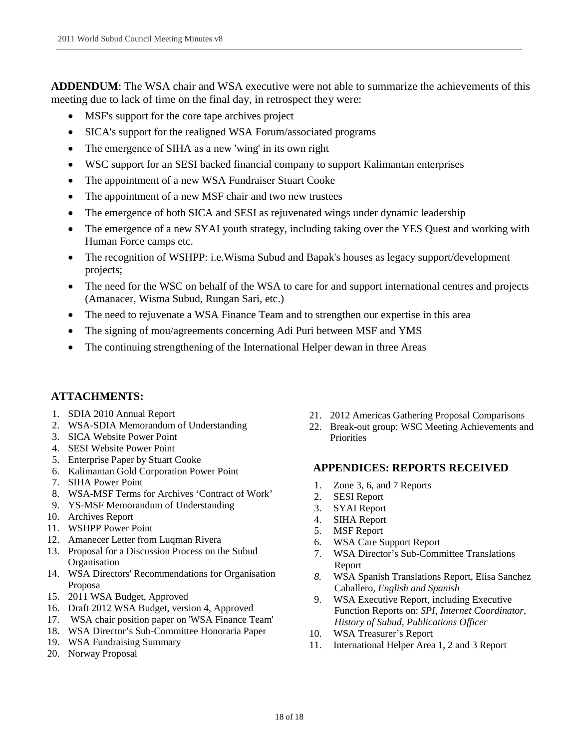**ADDENDUM**: The WSA chair and WSA executive were not able to summarize the achievements of this meeting due to lack of time on the final day, in retrospect they were:

- MSF's support for the core tape archives project
- SICA's support for the realigned WSA Forum/associated programs
- The emergence of SIHA as a new 'wing' in its own right
- WSC support for an SESI backed financial company to support Kalimantan enterprises
- The appointment of a new WSA Fundraiser Stuart Cooke
- The appointment of a new MSF chair and two new trustees
- The emergence of both SICA and SESI as rejuvenated wings under dynamic leadership
- The emergence of a new SYAI youth strategy, including taking over the YES Quest and working with Human Force camps etc.
- The recognition of WSHPP: i.e.Wisma Subud and Bapak's houses as legacy support/development projects;
- The need for the WSC on behalf of the WSA to care for and support international centres and projects (Amanacer, Wisma Subud, Rungan Sari, etc.)
- The need to rejuvenate a WSA Finance Team and to strengthen our expertise in this area
- The signing of mou/agreements concerning Adi Puri between MSF and YMS
- The continuing strengthening of the International Helper dewan in three Areas

## ATTACHMENTS:

1. SDIA 2010 Annual Report
2. WSA-SDIA Memorandum of Understanding
3. SICA Website Power Point
4. SESI Website Power Point
5. Enterprise Paper by Stuart Cooke
6. Kalimantan Gold Corporation Power Point
7. SIHA Power Point
8. WSA-MSF Terms for Archives 'Contract of Work'
9. YS-MSF Memorandum of Understanding
10. Archives Report
11. WSHPP Power Point
12. Amanecer Letter from Luqman Rivera
13. Proposal for a Discussion Process on the Subud Organisation
14. WSA Directors' Recommendations for Organisation Proposa
15. 2011 WSA Budget, Approved
16. Draft 2012 WSA Budget, version 4, Approved
17. WSA chair position paper on 'WSA Finance Team'
18. WSA Director's Sub-Committee Honoraria Paper
19. WSA Fundraising Summary
20. Norway Proposal
21. 2012 Americas Gathering Proposal Comparisons
22. Break-out group: WSC Meeting Achievements and Priorities

## APPENDICES: REPORTS RECEIVED

1. Zone 3, 6, and 7 Reports
2. SESI Report
3. SYAI Report
4. SIHA Report
5. MSF Report
6. WSA Care Support Report
7. WSA Director's Sub-Committee Translations Report
8. WSA Spanish Translations Report, Elisa Sanchez Caballero, *English and Spanish*
9. WSA Executive Report, including Executive Function Reports on: *SPI, Internet Coordinator, History of Subud, Publications Officer*
10. WSA Treasurer's Report
11. International Helper Area 1, 2 and 3 Report